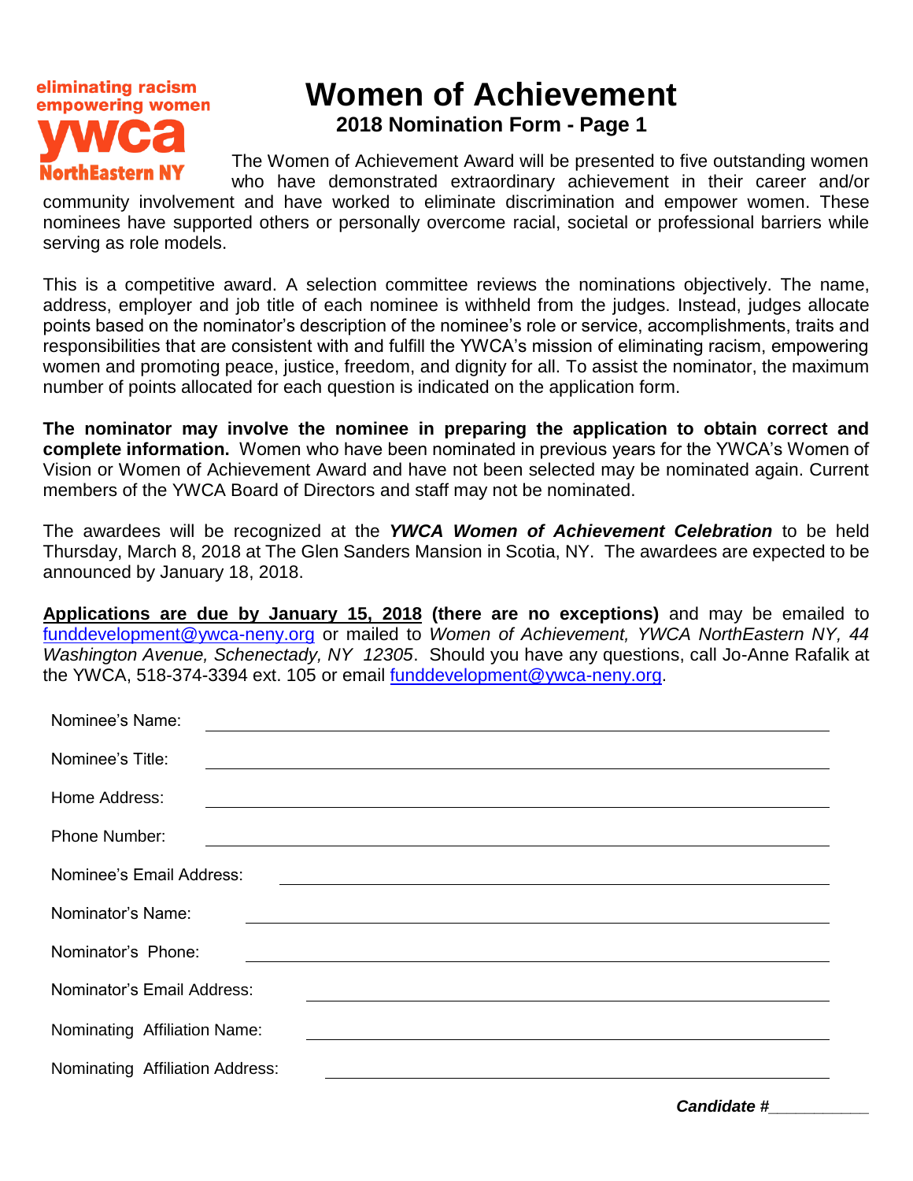eliminating racism
empowering women
**ywca**
**NorthEastern NY**

# Women of Achievement

## 2018 Nomination Form - Page 1

The Women of Achievement Award will be presented to five outstanding women who have demonstrated extraordinary achievement in their career and/or community involvement and have worked to eliminate discrimination and empower women. These nominees have supported others or personally overcome racial, societal or professional barriers while serving as role models.

This is a competitive award. A selection committee reviews the nominations objectively. The name, address, employer and job title of each nominee is withheld from the judges. Instead, judges allocate points based on the nominator's description of the nominee's role or service, accomplishments, traits and responsibilities that are consistent with and fulfill the YWCA's mission of eliminating racism, empowering women and promoting peace, justice, freedom, and dignity for all. To assist the nominator, the maximum number of points allocated for each question is indicated on the application form.

**The nominator may involve the nominee in preparing the application to obtain correct and complete information.** Women who have been nominated in previous years for the YWCA's Women of Vision or Women of Achievement Award and have not been selected may be nominated again. Current members of the YWCA Board of Directors and staff may not be nominated.

The awardees will be recognized at the ***YWCA Women of Achievement Celebration*** to be held Thursday, March 8, 2018 at The Glen Sanders Mansion in Scotia, NY. The awardees are expected to be announced by January 18, 2018.

**Applications are due by January 15, 2018 (there are no exceptions)** and may be emailed to funddevelopment@ywca-neny.org or mailed to *Women of Achievement, YWCA NorthEastern NY, 44 Washington Avenue, Schenectady, NY 12305*. Should you have any questions, call Jo-Anne Rafalik at the YWCA, 518-374-3394 ext. 105 or email funddevelopment@ywca-neny.org.

Nominee's Name: ______________________________

Nominee's Title: ______________________________

Home Address: ______________________________

Phone Number: ______________________________

Nominee's Email Address: ______________________________

Nominator's Name: ______________________________

Nominator's Phone: ______________________________

Nominator's Email Address: ______________________________

Nominating Affiliation Name: ______________________________

Nominating Affiliation Address: ______________________________

***Candidate #***___________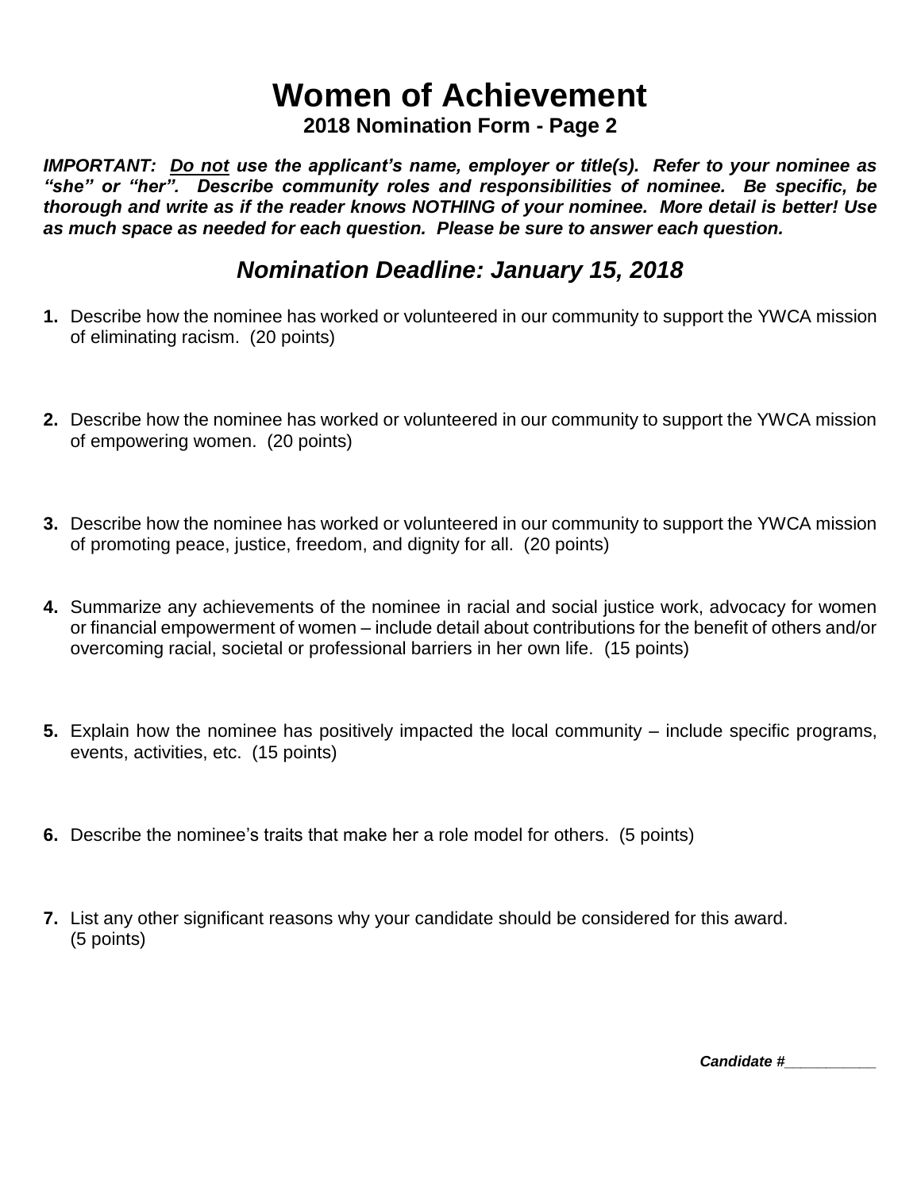# Women of Achievement

## 2018 Nomination Form - Page 2

***IMPORTANT: <u>Do not</u> use the applicant's name, employer or title(s). Refer to your nominee as "she" or "her". Describe community roles and responsibilities of nominee. Be specific, be thorough and write as if the reader knows NOTHING of your nominee. More detail is better! Use as much space as needed for each question. Please be sure to answer each question.***

## *Nomination Deadline: January 15, 2018*

**1.** Describe how the nominee has worked or volunteered in our community to support the YWCA mission of eliminating racism. (20 points)

**2.** Describe how the nominee has worked or volunteered in our community to support the YWCA mission of empowering women. (20 points)

**3.** Describe how the nominee has worked or volunteered in our community to support the YWCA mission of promoting peace, justice, freedom, and dignity for all. (20 points)

**4.** Summarize any achievements of the nominee in racial and social justice work, advocacy for women or financial empowerment of women – include detail about contributions for the benefit of others and/or overcoming racial, societal or professional barriers in her own life. (15 points)

**5.** Explain how the nominee has positively impacted the local community – include specific programs, events, activities, etc. (15 points)

**6.** Describe the nominee's traits that make her a role model for others. (5 points)

**7.** List any other significant reasons why your candidate should be considered for this award. (5 points)

***Candidate #___________***